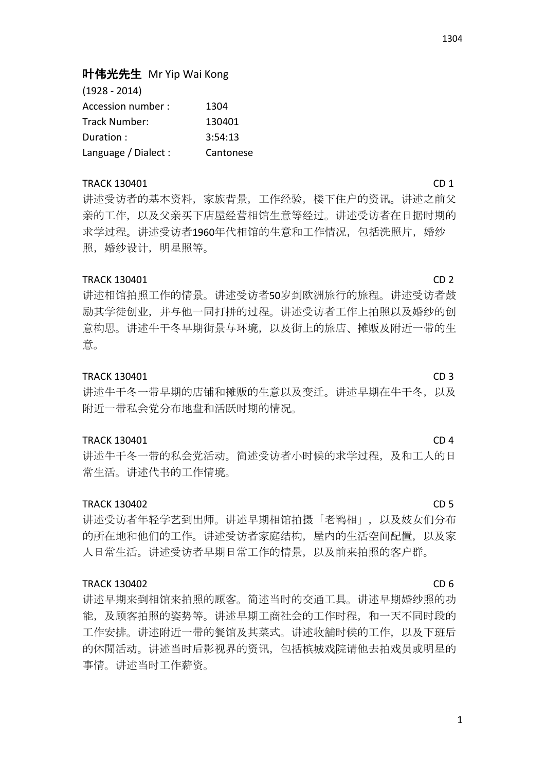**叶伟光先生** Mr Yip Wai Kong

(1928 - 2014)

| | |
|---|---|
| Accession number : | 1304 |
| Track Number: | 130401 |
| Duration : | 3:54:13 |
| Language / Dialect : | Cantonese |

TRACK 130401 CD 1

讲述受访者的基本资料，家族背景，工作经验，楼下住户的资讯。讲述之前父亲的工作，以及父亲买下店屋经营相馆生意等经过。讲述受访者在日据时期的求学过程。讲述受访者1960年代相馆的生意和工作情况，包括洗照片，婚纱照，婚纱设计，明星照等。

TRACK 130401 CD 2

讲述相馆拍照工作的情景。讲述受访者50岁到欧洲旅行的旅程。讲述受访者鼓励其学徒创业，并与他一同打拼的过程。讲述受访者工作上拍照以及婚纱的创意构思。讲述牛干冬早期街景与环境，以及街上的旅店、摊贩及附近一带的生意。

TRACK 130401 CD 3

讲述牛干冬一带早期的店铺和摊贩的生意以及变迁。讲述早期在牛干冬，以及附近一带私会党分布地盘和活跃时期的情况。

TRACK 130401 CD 4

讲述牛干冬一带的私会党活动。简述受访者小时候的求学过程，及和工人的日常生活。讲述代书的工作情境。

TRACK 130402 CD 5

讲述受访者年轻学艺到出师。讲述早期相馆拍摄「老鸨相」，以及妓女们分布的所在地和他们的工作。讲述受访者家庭结构，屋内的生活空间配置，以及家人日常生活。讲述受访者早期日常工作的情景，以及前来拍照的客户群。

TRACK 130402 CD 6

讲述早期来到相馆来拍照的顾客。简述当时的交通工具。讲述早期婚纱照的功能，及顾客拍照的姿势等。讲述早期工商社会的工作时程，和一天不同时段的工作安排。讲述附近一带的餐馆及其菜式。讲述收舖时候的工作，以及下班后的休閒活动。讲述当时后影视界的资讯，包括槟城戏院请他去拍戏员或明星的事情。讲述当时工作薪资。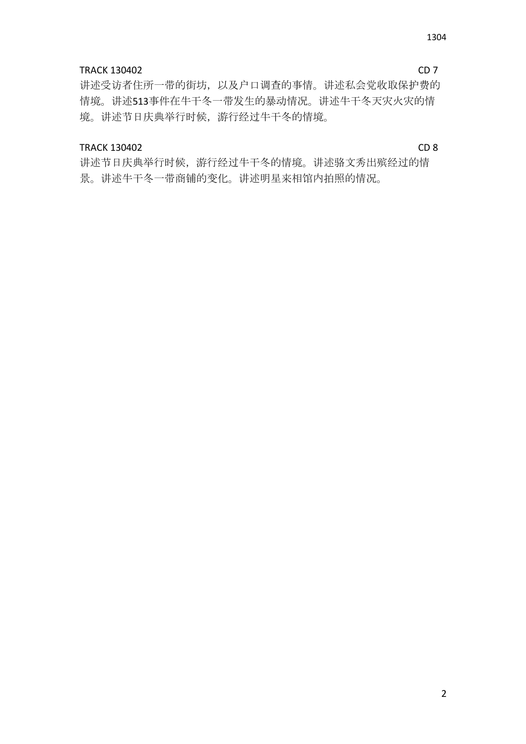TRACK 130402 CD 7

讲述受访者住所一带的街坊，以及户口调查的事情。讲述私会党收取保护费的情境。讲述513事件在牛干冬一带发生的暴动情况。讲述牛干冬天灾火灾的情境。讲述节日庆典举行时候，游行经过牛干冬的情境。

TRACK 130402 CD 8

讲述节日庆典举行时候，游行经过牛干冬的情境。讲述骆文秀出殡经过的情景。讲述牛干冬一带商铺的变化。讲述明星来相馆内拍照的情况。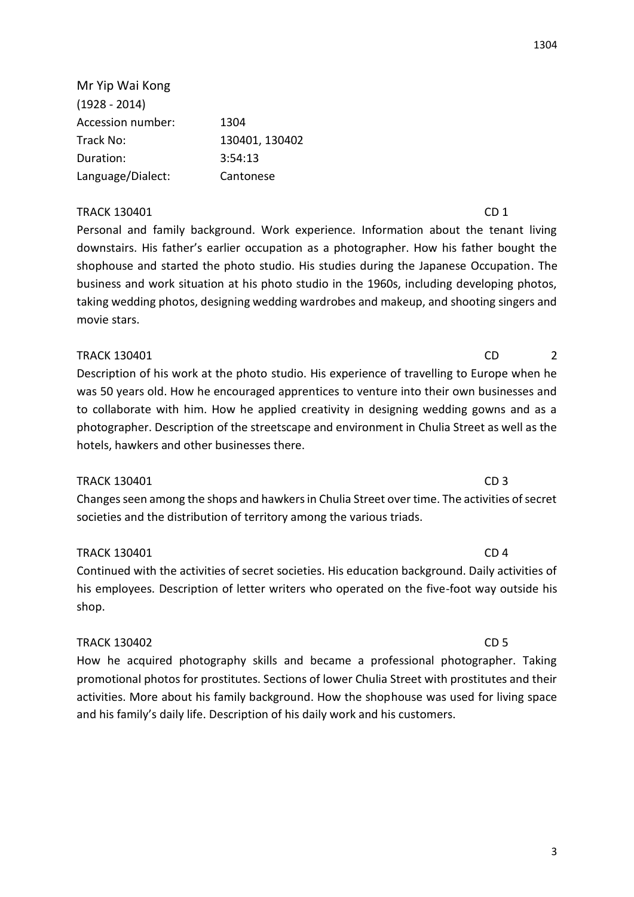Mr Yip Wai Kong
(1928 - 2014)

| Accession number: | 1304 |
|---|---|
| Track No: | 130401, 130402 |
| Duration: | 3:54:13 |
| Language/Dialect: | Cantonese |

TRACK 130401 CD 1

Personal and family background. Work experience. Information about the tenant living downstairs. His father's earlier occupation as a photographer. How his father bought the shophouse and started the photo studio. His studies during the Japanese Occupation. The business and work situation at his photo studio in the 1960s, including developing photos, taking wedding photos, designing wedding wardrobes and makeup, and shooting singers and movie stars.

TRACK 130401 CD 2

Description of his work at the photo studio. His experience of travelling to Europe when he was 50 years old. How he encouraged apprentices to venture into their own businesses and to collaborate with him. How he applied creativity in designing wedding gowns and as a photographer. Description of the streetscape and environment in Chulia Street as well as the hotels, hawkers and other businesses there.

TRACK 130401 CD 3

Changes seen among the shops and hawkers in Chulia Street over time. The activities of secret societies and the distribution of territory among the various triads.

TRACK 130401 CD 4

Continued with the activities of secret societies. His education background. Daily activities of his employees. Description of letter writers who operated on the five-foot way outside his shop.

TRACK 130402 CD 5

How he acquired photography skills and became a professional photographer. Taking promotional photos for prostitutes. Sections of lower Chulia Street with prostitutes and their activities. More about his family background. How the shophouse was used for living space and his family's daily life. Description of his daily work and his customers.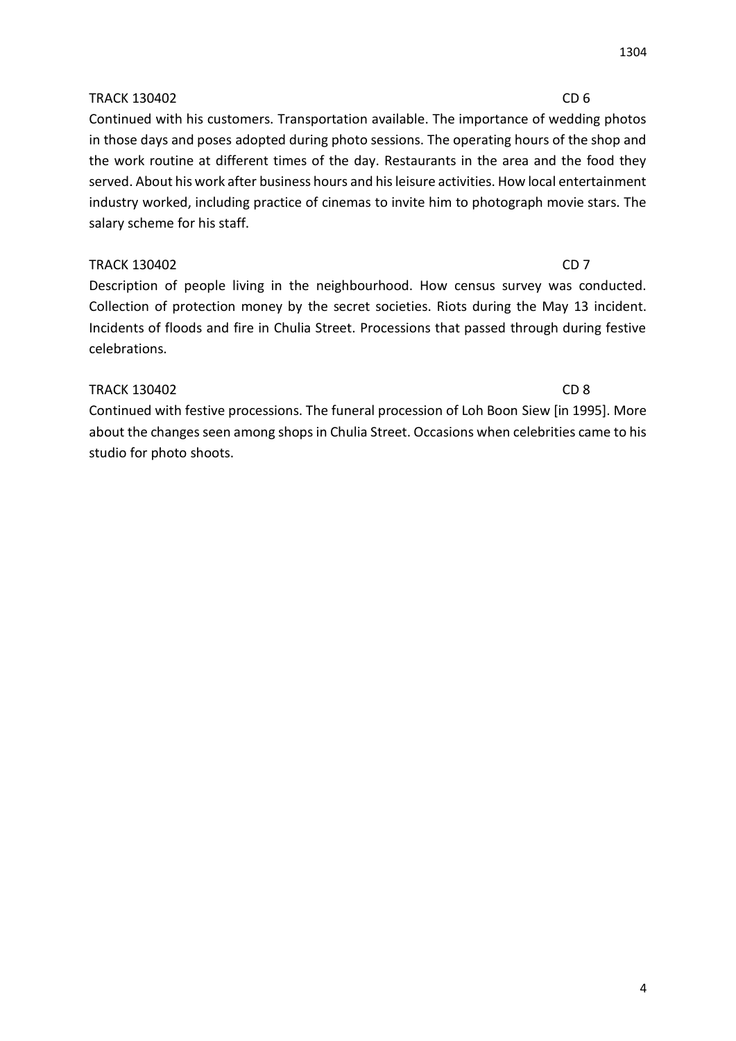TRACK 130402 CD 6

Continued with his customers. Transportation available. The importance of wedding photos in those days and poses adopted during photo sessions. The operating hours of the shop and the work routine at different times of the day. Restaurants in the area and the food they served. About his work after business hours and his leisure activities. How local entertainment industry worked, including practice of cinemas to invite him to photograph movie stars. The salary scheme for his staff.

TRACK 130402 CD 7

Description of people living in the neighbourhood. How census survey was conducted. Collection of protection money by the secret societies. Riots during the May 13 incident. Incidents of floods and fire in Chulia Street. Processions that passed through during festive celebrations.

TRACK 130402 CD 8

Continued with festive processions. The funeral procession of Loh Boon Siew [in 1995]. More about the changes seen among shops in Chulia Street. Occasions when celebrities came to his studio for photo shoots.